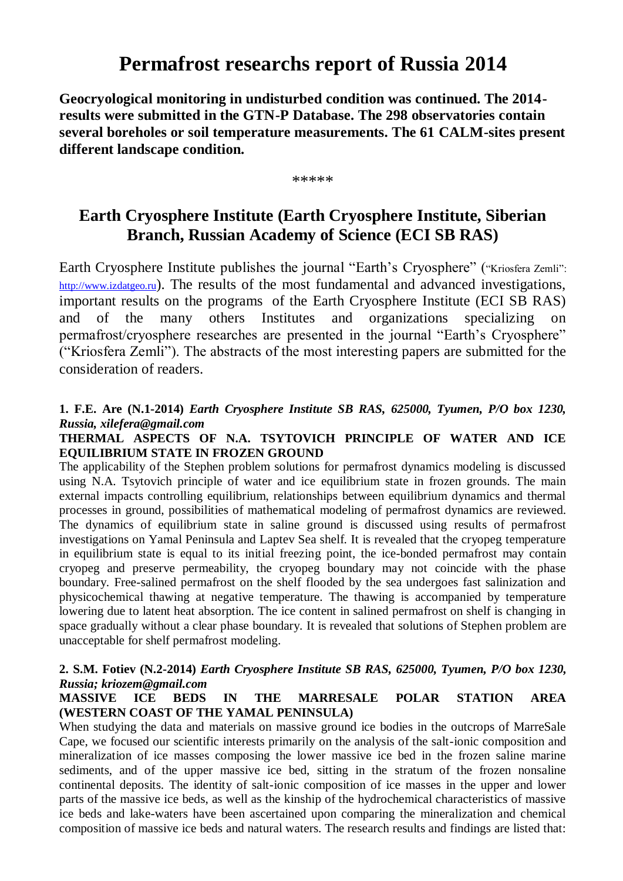# Permafrost researchs report of Russia 2014

**Geocryological monitoring in undisturbed condition was continued. The 2014-results were submitted in the GTN-P Database. The 298 observatories contain several boreholes or soil temperature measurements. The 61 CALM-sites present different landscape condition.**

\*\*\*\*\*

## Earth Cryosphere Institute (Earth Cryosphere Institute, Siberian Branch, Russian Academy of Science (ECI SB RAS)

Earth Cryosphere Institute publishes the journal "Earth's Cryosphere" ("Kriosfera Zemli": http://www.izdatgeo.ru). The results of the most fundamental and advanced investigations, important results on the programs of the Earth Cryosphere Institute (ECI SB RAS) and of the many others Institutes and organizations specializing on permafrost/cryosphere researches are presented in the journal "Earth's Cryosphere" ("Kriosfera Zemli"). The abstracts of the most interesting papers are submitted for the consideration of readers.

**1. F.E. Are (N.1-2014)** ***Earth Cryosphere Institute SB RAS, 625000, Tyumen, P/O box 1230, Russia, xilefera@gmail.com***

**THERMAL ASPECTS OF N.A. TSYTOVICH PRINCIPLE OF WATER AND ICE EQUILIBRIUM STATE IN FROZEN GROUND**

The applicability of the Stephen problem solutions for permafrost dynamics modeling is discussed using N.A. Tsytovich principle of water and ice equilibrium state in frozen grounds. The main external impacts controlling equilibrium, relationships between equilibrium dynamics and thermal processes in ground, possibilities of mathematical modeling of permafrost dynamics are reviewed. The dynamics of equilibrium state in saline ground is discussed using results of permafrost investigations on Yamal Peninsula and Laptev Sea shelf. It is revealed that the cryopeg temperature in equilibrium state is equal to its initial freezing point, the ice-bonded permafrost may contain cryopeg and preserve permeability, the cryopeg boundary may not coincide with the phase boundary. Free-salined permafrost on the shelf flooded by the sea undergoes fast salinization and physicochemical thawing at negative temperature. The thawing is accompanied by temperature lowering due to latent heat absorption. The ice content in salined permafrost on shelf is changing in space gradually without a clear phase boundary. It is revealed that solutions of Stephen problem are unacceptable for shelf permafrost modeling.

**2. S.M. Fotiev (N.2-2014)** ***Earth Cryosphere Institute SB RAS, 625000, Tyumen, P/O box 1230, Russia; kriozem@gmail.com***

**MASSIVE ICE BEDS IN THE MARRESALE POLAR STATION AREA (WESTERN COAST OF THE YAMAL PENINSULA)**

When studying the data and materials on massive ground ice bodies in the outcrops of MarreSale Cape, we focused our scientific interests primarily on the analysis of the salt-ionic composition and mineralization of ice masses composing the lower massive ice bed in the frozen saline marine sediments, and of the upper massive ice bed, sitting in the stratum of the frozen nonsaline continental deposits. The identity of salt-ionic composition of ice masses in the upper and lower parts of the massive ice beds, as well as the kinship of the hydrochemical characteristics of massive ice beds and lake-waters have been ascertained upon comparing the mineralization and chemical composition of massive ice beds and natural waters. The research results and findings are listed that: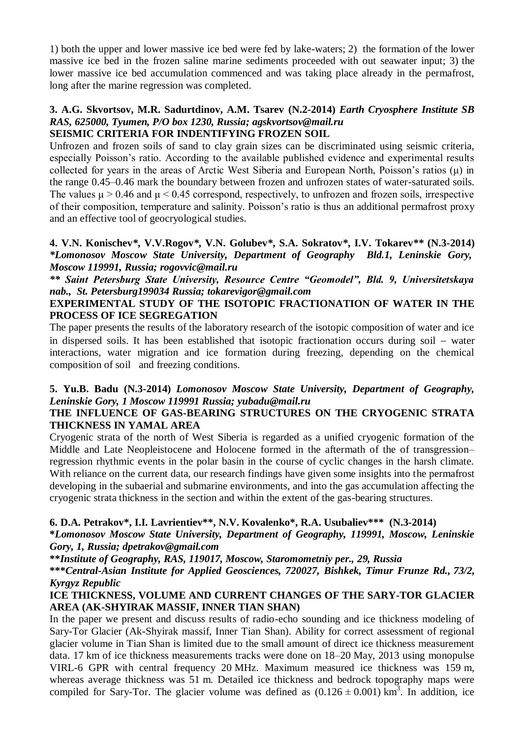1) both the upper and lower massive ice bed were fed by lake-waters; 2) the formation of the lower massive ice bed in the frozen saline marine sediments proceeded with out seawater input; 3) the lower massive ice bed accumulation commenced and was taking place already in the permafrost, long after the marine regression was completed.

**3. A.G. Skvortsov, M.R. Sadurtdinov, A.M. Tsarev (N.2-2014)** ***Earth Cryosphere Institute SB RAS, 625000, Tyumen, P/O box 1230, Russia; agskvortsov@mail.ru***

**SEISMIC CRITERIA FOR INDENTIFYING FROZEN SOIL**

Unfrozen and frozen soils of sand to clay grain sizes can be discriminated using seismic criteria, especially Poisson's ratio. According to the available published evidence and experimental results collected for years in the areas of Arctic West Siberia and European North, Poisson's ratios ($\mu$) in the range 0.45–0.46 mark the boundary between frozen and unfrozen states of water-saturated soils. The values $\mu > 0.46$ and $\mu < 0.45$ correspond, respectively, to unfrozen and frozen soils, irrespective of their composition, temperature and salinity. Poisson's ratio is thus an additional permafrost proxy and an effective tool of geocryological studies.

**4. V.N. Konischev\*, V.V.Rogov\*, V.N. Golubev\*, S.A. Sokratov\*, I.V. Tokarev\*\* (N.3-2014)** ***\*Lomonosov Moscow State University, Department of Geography Bld.1, Leninskie Gory, Moscow 119991, Russia; rogovvic@mail.ru***

***\*\* Saint Petersburg State University, Resource Centre "Geomodel", Bld. 9, Universitetskaya nab., St. Petersburg199034 Russia; tokarevigor@gmail.com***

**EXPERIMENTAL STUDY OF THE ISOTOPIC FRACTIONATION OF WATER IN THE PROCESS OF ICE SEGREGATION**

The paper presents the results of the laboratory research of the isotopic composition of water and ice in dispersed soils. It has been established that isotopic fractionation occurs during soil – water interactions, water migration and ice formation during freezing, depending on the chemical composition of soil and freezing conditions.

**5. Yu.B. Badu (N.3-2014)** ***Lomonosov Moscow State University, Department of Geography, Leninskie Gory, 1 Moscow 119991 Russia; yubadu@mail.ru***

**THE INFLUENCE OF GAS-BEARING STRUCTURES ON THE CRYOGENIC STRATA THICKNESS IN YAMAL AREA**

Cryogenic strata of the north of West Siberia is regarded as a unified cryogenic formation of the Middle and Late Neopleistocene and Holocene formed in the aftermath of the of transgression–regression rhythmic events in the polar basin in the course of cyclic changes in the harsh climate. With reliance on the current data, our research findings have given some insights into the permafrost developing in the subaerial and submarine environments, and into the gas accumulation affecting the cryogenic strata thickness in the section and within the extent of the gas-bearing structures.

**6. D.A. Petrakov\*, I.I. Lavrientiev\*\*, N.V. Kovalenko\*, R.A. Usubaliev\*\*\* (N.3-2014)**

***\*Lomonosov Moscow State University, Department of Geography, 119991, Moscow, Leninskie Gory, 1, Russia; dpetrakov@gmail.com***

***\*\*Institute of Geography, RAS, 119017, Moscow, Staromometniy per., 29, Russia***

***\*\*\*Central-Asian Institute for Applied Geosciences, 720027, Bishkek, Timur Frunze Rd., 73/2, Kyrgyz Republic***

**ICE THICKNESS, VOLUME AND CURRENT CHANGES OF THE SARY-TOR GLACIER AREA (AK-SHYIRAK MASSIF, INNER TIAN SHAN)**

In the paper we present and discuss results of radio-echo sounding and ice thickness modeling of Sary-Tor Glacier (Ak-Shyirak massif, Inner Tian Shan). Ability for correct assessment of regional glacier volume in Tian Shan is limited due to the small amount of direct ice thickness measurement data. 17 km of ice thickness measurements tracks were done on 18–20 May, 2013 using monopulse VIRL-6 GPR with central frequency 20 MHz. Maximum measured ice thickness was 159 m, whereas average thickness was 51 m. Detailed ice thickness and bedrock topography maps were compiled for Sary-Tor. The glacier volume was defined as $(0.126 \pm 0.001)$ km$^3$. In addition, ice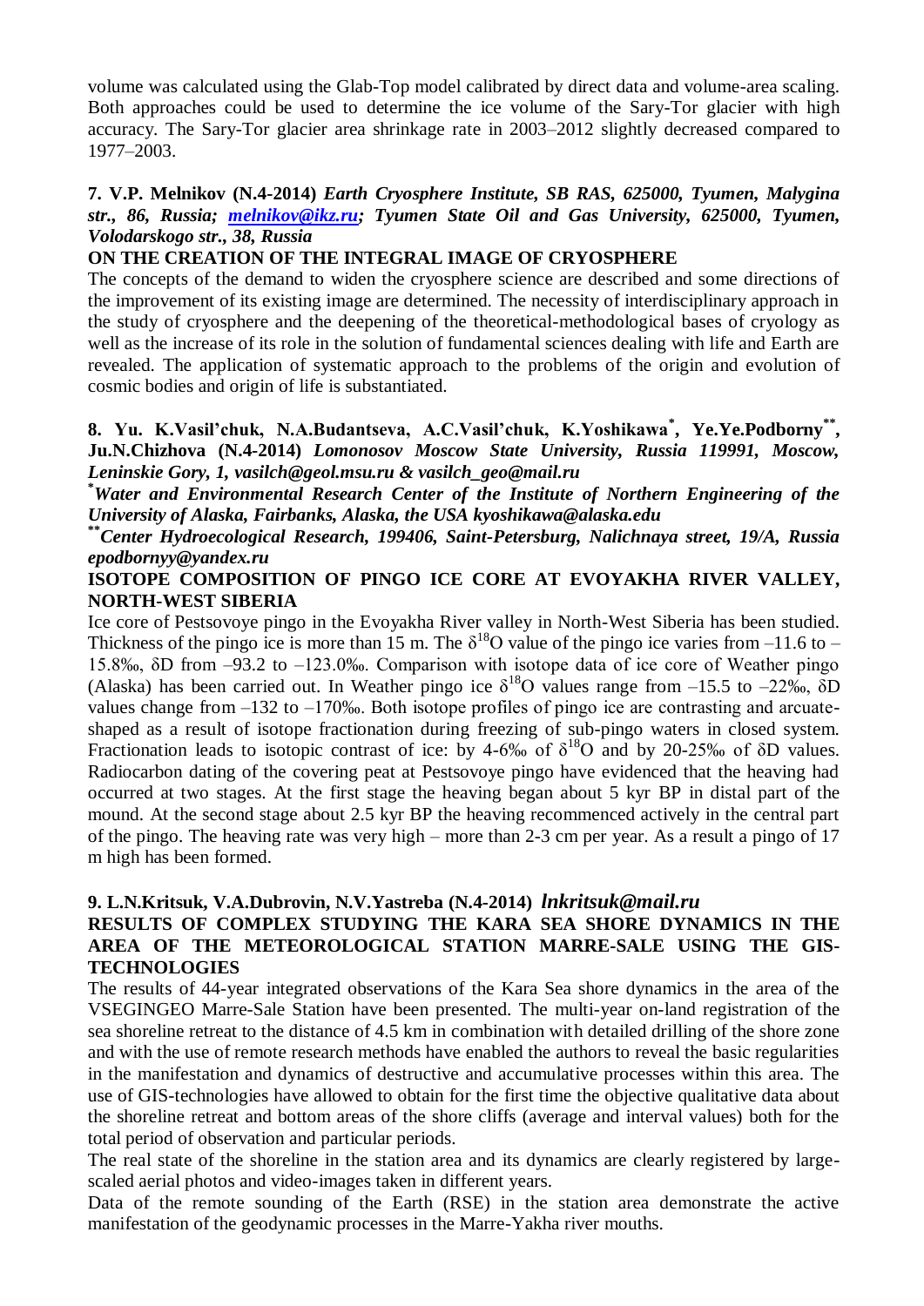volume was calculated using the Glab-Top model calibrated by direct data and volume-area scaling. Both approaches could be used to determine the ice volume of the Sary-Tor glacier with high accuracy. The Sary-Tor glacier area shrinkage rate in 2003–2012 slightly decreased compared to 1977–2003.

**7. V.P. Melnikov (N.4-2014)** ***Earth Cryosphere Institute, SB RAS, 625000, Tyumen, Malygina str., 86, Russia; melnikov@ikz.ru; Tyumen State Oil and Gas University, 625000, Tyumen, Volodarskogo str., 38, Russia***

**ON THE CREATION OF THE INTEGRAL IMAGE OF CRYOSPHERE**

The concepts of the demand to widen the cryosphere science are described and some directions of the improvement of its existing image are determined. The necessity of interdisciplinary approach in the study of cryosphere and the deepening of the theoretical-methodological bases of cryology as well as the increase of its role in the solution of fundamental sciences dealing with life and Earth are revealed. The application of systematic approach to the problems of the origin and evolution of cosmic bodies and origin of life is substantiated.

**8. Yu. K.Vasil'chuk, N.A.Budantseva, A.C.Vasil'chuk, K.Yoshikawa[*], Ye.Ye.Podborny[**], Ju.N.Chizhova (N.4-2014)** ***Lomonosov Moscow State University, Russia 119991, Moscow, Leninskie Gory, 1, vasilch@geol.msu.ru & vasilch_geo@mail.ru***

***[*]Water and Environmental Research Center of the Institute of Northern Engineering of the University of Alaska, Fairbanks, Alaska, the USA kyoshikawa@alaska.edu***

***[**]Center Hydroecological Research, 199406, Saint-Petersburg, Nalichnaya street, 19/A, Russia epodbornyy@yandex.ru***

**ISOTOPE COMPOSITION OF PINGO ICE CORE AT EVOYAKHA RIVER VALLEY, NORTH-WEST SIBERIA**

Ice core of Pestsovoye pingo in the Evoyakha River valley in North-West Siberia has been studied. Thickness of the pingo ice is more than 15 m. The $\delta^{18}O$ value of the pingo ice varies from –11.6 to –15.8‰, δD from –93.2 to –123.0‰. Comparison with isotope data of ice core of Weather pingo (Alaska) has been carried out. In Weather pingo ice $\delta^{18}O$ values range from –15.5 to –22‰, δD values change from –132 to –170‰. Both isotope profiles of pingo ice are contrasting and arcuate-shaped as a result of isotope fractionation during freezing of sub-pingo waters in closed system. Fractionation leads to isotopic contrast of ice: by 4-6‰ of $\delta^{18}O$ and by 20-25‰ of δD values. Radiocarbon dating of the covering peat at Pestsovoye pingo have evidenced that the heaving had occurred at two stages. At the first stage the heaving began about 5 kyr BP in distal part of the mound. At the second stage about 2.5 kyr BP the heaving recommenced actively in the central part of the pingo. The heaving rate was very high – more than 2-3 cm per year. As a result a pingo of 17 m high has been formed.

**9. L.N.Kritsuk, V.A.Dubrovin, N.V.Yastreba (N.4-2014)** ***lnkritsuk@mail.ru***

**RESULTS OF COMPLEX STUDYING THE KARA SEA SHORE DYNAMICS IN THE AREA OF THE METEOROLOGICAL STATION MARRE-SALE USING THE GIS-TECHNOLOGIES**

The results of 44-year integrated observations of the Kara Sea shore dynamics in the area of the VSEGINGEO Marre-Sale Station have been presented. The multi-year on-land registration of the sea shoreline retreat to the distance of 4.5 km in combination with detailed drilling of the shore zone and with the use of remote research methods have enabled the authors to reveal the basic regularities in the manifestation and dynamics of destructive and accumulative processes within this area. The use of GIS-technologies have allowed to obtain for the first time the objective qualitative data about the shoreline retreat and bottom areas of the shore cliffs (average and interval values) both for the total period of observation and particular periods.

The real state of the shoreline in the station area and its dynamics are clearly registered by large-scaled aerial photos and video-images taken in different years.

Data of the remote sounding of the Earth (RSE) in the station area demonstrate the active manifestation of the geodynamic processes in the Marre-Yakha river mouths.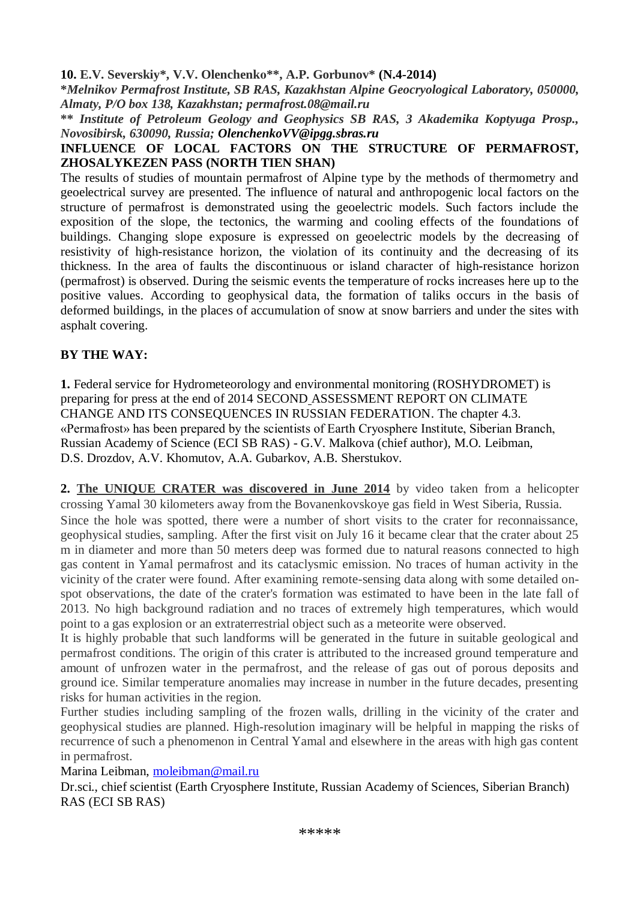**10. E.V. Severskiy\*, V.V. Olenchenko\*\*, A.P. Gorbunov\* (N.4-2014)**

***Melnikov Permafrost Institute, SB RAS, Kazakhstan Alpine Geocryological Laboratory, 050000, Almaty, P/O box 138, Kazakhstan; permafrost.08@mail.ru***

***\*\* Institute of Petroleum Geology and Geophysics SB RAS, 3 Akademika Koptyuga Prosp., Novosibirsk, 630090, Russia; OlenchenkoVV@ipgg.sbras.ru***

**INFLUENCE OF LOCAL FACTORS ON THE STRUCTURE OF PERMAFROST, ZHOSALYKEZEN PASS (NORTH TIEN SHAN)**

The results of studies of mountain permafrost of Alpine type by the methods of thermometry and geoelectrical survey are presented. The influence of natural and anthropogenic local factors on the structure of permafrost is demonstrated using the geoelectric models. Such factors include the exposition of the slope, the tectonics, the warming and cooling effects of the foundations of buildings. Changing slope exposure is expressed on geoelectric models by the decreasing of resistivity of high-resistance horizon, the violation of its continuity and the decreasing of its thickness. In the area of faults the discontinuous or island character of high-resistance horizon (permafrost) is observed. During the seismic events the temperature of rocks increases here up to the positive values. According to geophysical data, the formation of taliks occurs in the basis of deformed buildings, in the places of accumulation of snow at snow barriers and under the sites with asphalt covering.

**BY THE WAY:**

**1.** Federal service for Hydrometeorology and environmental monitoring (ROSHYDROMET) is preparing for press at the end of 2014 SECOND ASSESSMENT REPORT ON CLIMATE CHANGE AND ITS CONSEQUENCES IN RUSSIAN FEDERATION. The chapter 4.3. «Permafrost» has been prepared by the scientists of Earth Cryosphere Institute, Siberian Branch, Russian Academy of Science (ECI SB RAS) - G.V. Malkova (chief author), M.O. Leibman, D.S. Drozdov, A.V. Khomutov, A.A. Gubarkov, A.B. Sherstukov.

**2.** **The UNIQUE CRATER was discovered in June 2014** by video taken from a helicopter crossing Yamal 30 kilometers away from the Bovanenkovskoye gas field in West Siberia, Russia.

Since the hole was spotted, there were a number of short visits to the crater for reconnaissance, geophysical studies, sampling. After the first visit on July 16 it became clear that the crater about 25 m in diameter and more than 50 meters deep was formed due to natural reasons connected to high gas content in Yamal permafrost and its cataclysmic emission. No traces of human activity in the vicinity of the crater were found. After examining remote-sensing data along with some detailed on-spot observations, the date of the crater's formation was estimated to have been in the late fall of 2013. No high background radiation and no traces of extremely high temperatures, which would point to a gas explosion or an extraterrestrial object such as a meteorite were observed.

It is highly probable that such landforms will be generated in the future in suitable geological and permafrost conditions. The origin of this crater is attributed to the increased ground temperature and amount of unfrozen water in the permafrost, and the release of gas out of porous deposits and ground ice. Similar temperature anomalies may increase in number in the future decades, presenting risks for human activities in the region.

Further studies including sampling of the frozen walls, drilling in the vicinity of the crater and geophysical studies are planned. High-resolution imaginary will be helpful in mapping the risks of recurrence of such a phenomenon in Central Yamal and elsewhere in the areas with high gas content in permafrost.

Marina Leibman, moleibman@mail.ru

Dr.sci., chief scientist (Earth Cryosphere Institute, Russian Academy of Sciences, Siberian Branch) RAS (ECI SB RAS)

\*\*\*\*\*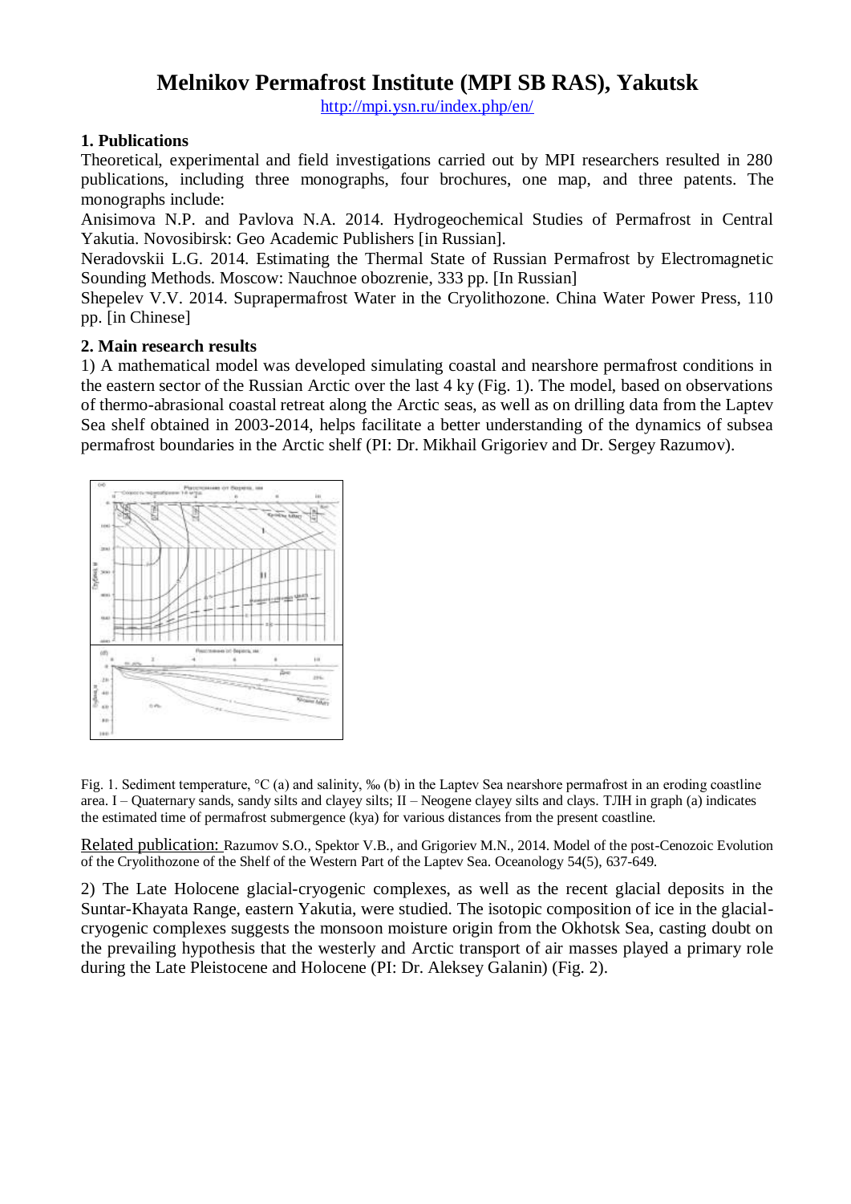# Melnikov Permafrost Institute (MPI SB RAS), Yakutsk

http://mpi.ysn.ru/index.php/en/

## 1. Publications

Theoretical, experimental and field investigations carried out by MPI researchers resulted in 280 publications, including three monographs, four brochures, one map, and three patents. The monographs include:

Anisimova N.P. and Pavlova N.A. 2014. Hydrogeochemical Studies of Permafrost in Central Yakutia. Novosibirsk: Geo Academic Publishers [in Russian].

Neradovskii L.G. 2014. Estimating the Thermal State of Russian Permafrost by Electromagnetic Sounding Methods. Moscow: Nauchnoe obozrenie, 333 pp. [In Russian]

Shepelev V.V. 2014. Suprapermafrost Water in the Cryolithozone. China Water Power Press, 110 pp. [in Chinese]

## 2. Main research results

1) A mathematical model was developed simulating coastal and nearshore permafrost conditions in the eastern sector of the Russian Arctic over the last 4 ky (Fig. 1). The model, based on observations of thermo-abrasional coastal retreat along the Arctic seas, as well as on drilling data from the Laptev Sea shelf obtained in 2003-2014, helps facilitate a better understanding of the dynamics of subsea permafrost boundaries in the Arctic shelf (PI: Dr. Mikhail Grigoriev and Dr. Sergey Razumov).

Fig. 1. Sediment temperature, °C (a) and salinity, ‰ (b) in the Laptev Sea nearshore permafrost in an eroding coastline area. I – Quaternary sands, sandy silts and clayey silts; II – Neogene clayey silts and clays. ТЛН in graph (a) indicates the estimated time of permafrost submergence (kya) for various distances from the present coastline.

Related publication: Razumov S.O., Spektor V.B., and Grigoriev M.N., 2014. Model of the post-Cenozoic Evolution of the Cryolithozone of the Shelf of the Western Part of the Laptev Sea. Oceanology 54(5), 637-649.

2) The Late Holocene glacial-cryogenic complexes, as well as the recent glacial deposits in the Suntar-Khayata Range, eastern Yakutia, were studied. The isotopic composition of ice in the glacial-cryogenic complexes suggests the monsoon moisture origin from the Okhotsk Sea, casting doubt on the prevailing hypothesis that the westerly and Arctic transport of air masses played a primary role during the Late Pleistocene and Holocene (PI: Dr. Aleksey Galanin) (Fig. 2).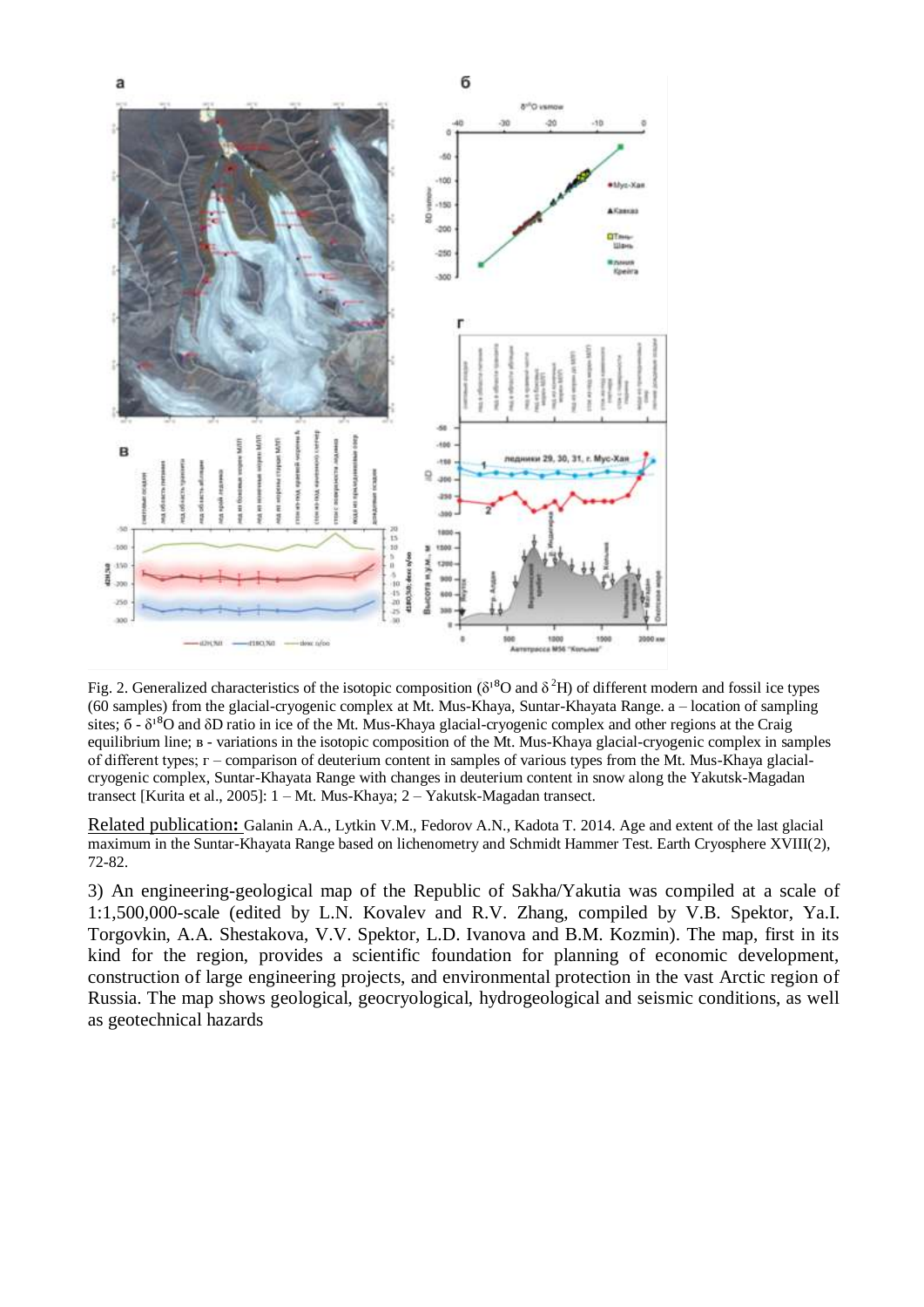Fig. 2. Generalized characteristics of the isotopic composition ($\delta^{18}O$ and $\delta^{2}H$) of different modern and fossil ice types (60 samples) from the glacial-cryogenic complex at Mt. Mus-Khaya, Suntar-Khayata Range. а – location of sampling sites; б - $\delta^{18}O$ and δD ratio in ice of the Mt. Mus-Khaya glacial-cryogenic complex and other regions at the Craig equilibrium line; в - variations in the isotopic composition of the Mt. Mus-Khaya glacial-cryogenic complex in samples of different types; г – comparison of deuterium content in samples of various types from the Mt. Mus-Khaya glacial-cryogenic complex, Suntar-Khayata Range with changes in deuterium content in snow along the Yakutsk-Magadan transect [Kurita et al., 2005]: 1 – Mt. Mus-Khaya; 2 – Yakutsk-Magadan transect.

Related publication: Galanin A.A., Lytkin V.M., Fedorov A.N., Kadota T. 2014. Age and extent of the last glacial maximum in the Suntar-Khayata Range based on lichenometry and Schmidt Hammer Test. Earth Cryosphere XVIII(2), 72-82.

3) An engineering-geological map of the Republic of Sakha/Yakutia was compiled at a scale of 1:1,500,000-scale (edited by L.N. Kovalev and R.V. Zhang, compiled by V.B. Spektor, Ya.I. Torgovkin, A.A. Shestakova, V.V. Spektor, L.D. Ivanova and B.M. Kozmin). The map, first in its kind for the region, provides a scientific foundation for planning of economic development, construction of large engineering projects, and environmental protection in the vast Arctic region of Russia. The map shows geological, geocryological, hydrogeological and seismic conditions, as well as geotechnical hazards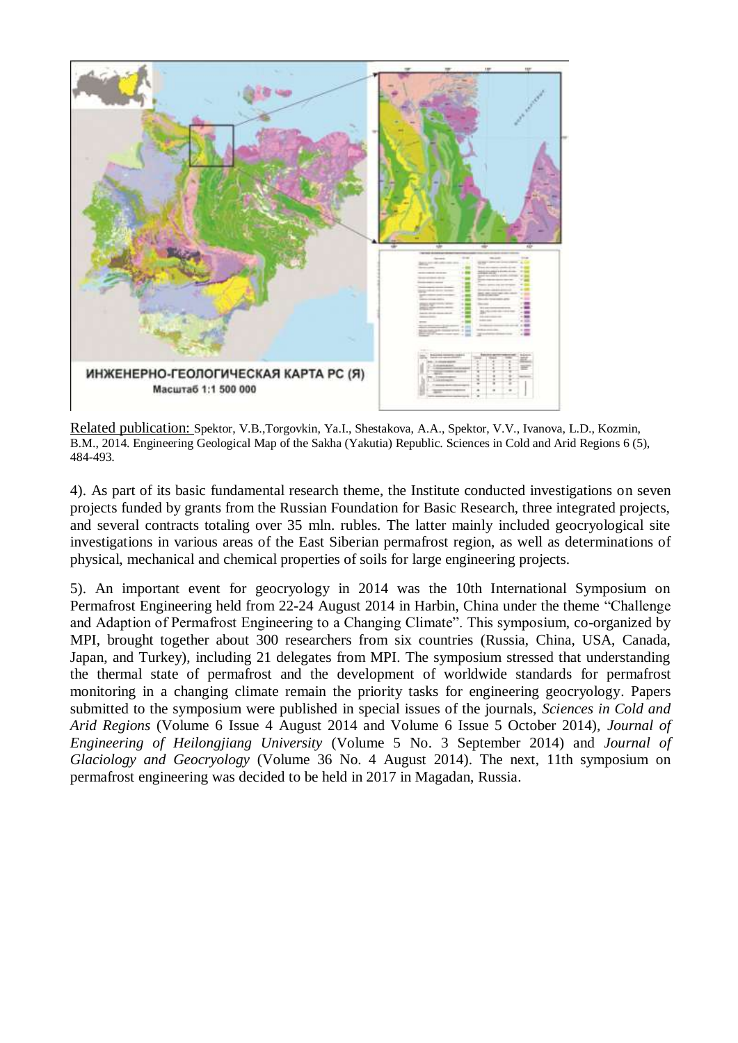Related publication: Spektor, V.B.,Torgovkin, Ya.I., Shestakova, A.A., Spektor, V.V., Ivanova, L.D., Kozmin, B.M., 2014. Engineering Geological Map of the Sakha (Yakutia) Republic. Sciences in Cold and Arid Regions 6 (5), 484-493.

4). As part of its basic fundamental research theme, the Institute conducted investigations on seven projects funded by grants from the Russian Foundation for Basic Research, three integrated projects, and several contracts totaling over 35 mln. rubles. The latter mainly included geocryological site investigations in various areas of the East Siberian permafrost region, as well as determinations of physical, mechanical and chemical properties of soils for large engineering projects.

5). An important event for geocryology in 2014 was the 10th International Symposium on Permafrost Engineering held from 22-24 August 2014 in Harbin, China under the theme "Challenge and Adaption of Permafrost Engineering to a Changing Climate". This symposium, co-organized by MPI, brought together about 300 researchers from six countries (Russia, China, USA, Canada, Japan, and Turkey), including 21 delegates from MPI. The symposium stressed that understanding the thermal state of permafrost and the development of worldwide standards for permafrost monitoring in a changing climate remain the priority tasks for engineering geocryology. Papers submitted to the symposium were published in special issues of the journals, *Sciences in Cold and Arid Regions* (Volume 6 Issue 4 August 2014 and Volume 6 Issue 5 October 2014), *Journal of Engineering of Heilongjiang University* (Volume 5 No. 3 September 2014) and *Journal of Glaciology and Geocryology* (Volume 36 No. 4 August 2014). The next, 11th symposium on permafrost engineering was decided to be held in 2017 in Magadan, Russia.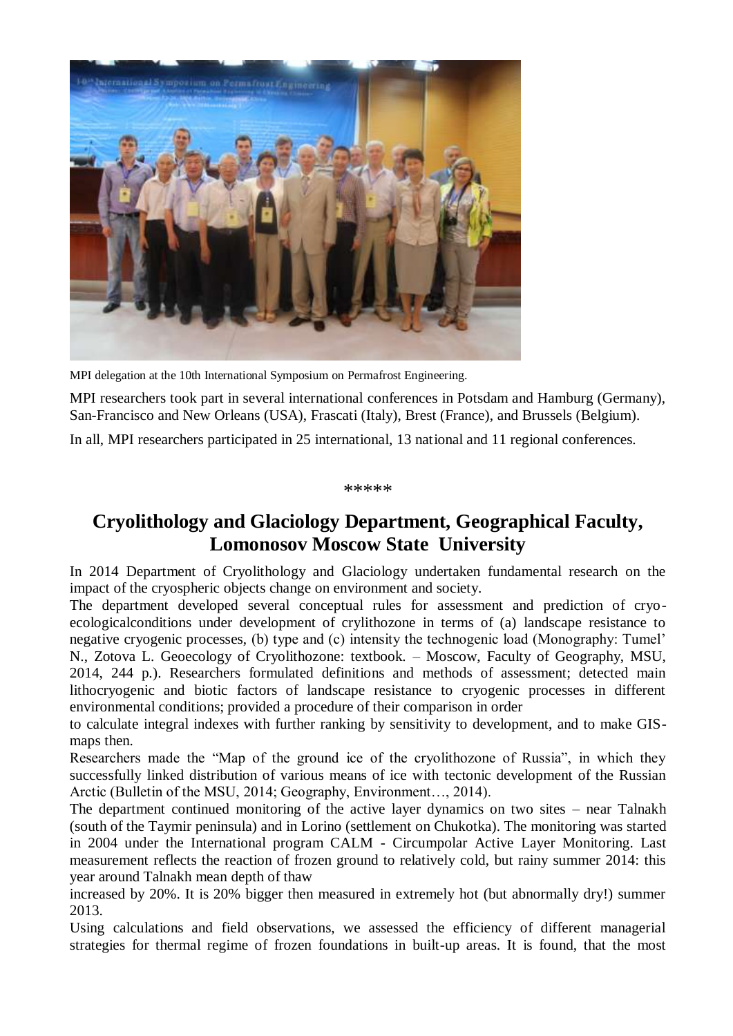MPI delegation at the 10th International Symposium on Permafrost Engineering.

MPI researchers took part in several international conferences in Potsdam and Hamburg (Germany), San-Francisco and New Orleans (USA), Frascati (Italy), Brest (France), and Brussels (Belgium).

In all, MPI researchers participated in 25 international, 13 national and 11 regional conferences.

\*\*\*\*\*

## Cryolithology and Glaciology Department, Geographical Faculty, Lomonosov Moscow State University

In 2014 Department of Cryolithology and Glaciology undertaken fundamental research on the impact of the cryospheric objects change on environment and society.

The department developed several conceptual rules for assessment and prediction of cryo-ecologicalconditions under development of crylithozone in terms of (a) landscape resistance to negative cryogenic processes, (b) type and (c) intensity the technogenic load (Monography: Tumel' N., Zotova L. Geoecology of Cryolithozone: textbook. – Moscow, Faculty of Geography, MSU, 2014, 244 p.). Researchers formulated definitions and methods of assessment; detected main lithocryogenic and biotic factors of landscape resistance to cryogenic processes in different environmental conditions; provided a procedure of their comparison in order to calculate integral indexes with further ranking by sensitivity to development, and to make GIS-maps then.

Researchers made the "Map of the ground ice of the cryolithozone of Russia", in which they successfully linked distribution of various means of ice with tectonic development of the Russian Arctic (Bulletin of the MSU, 2014; Geography, Environment…, 2014).

The department continued monitoring of the active layer dynamics on two sites – near Talnakh (south of the Taymir peninsula) and in Lorino (settlement on Chukotka). The monitoring was started in 2004 under the International program CALM - Circumpolar Active Layer Monitoring. Last measurement reflects the reaction of frozen ground to relatively cold, but rainy summer 2014: this year around Talnakh mean depth of thaw increased by 20%. It is 20% bigger then measured in extremely hot (but abnormally dry!) summer 2013.

Using calculations and field observations, we assessed the efficiency of different managerial strategies for thermal regime of frozen foundations in built-up areas. It is found, that the most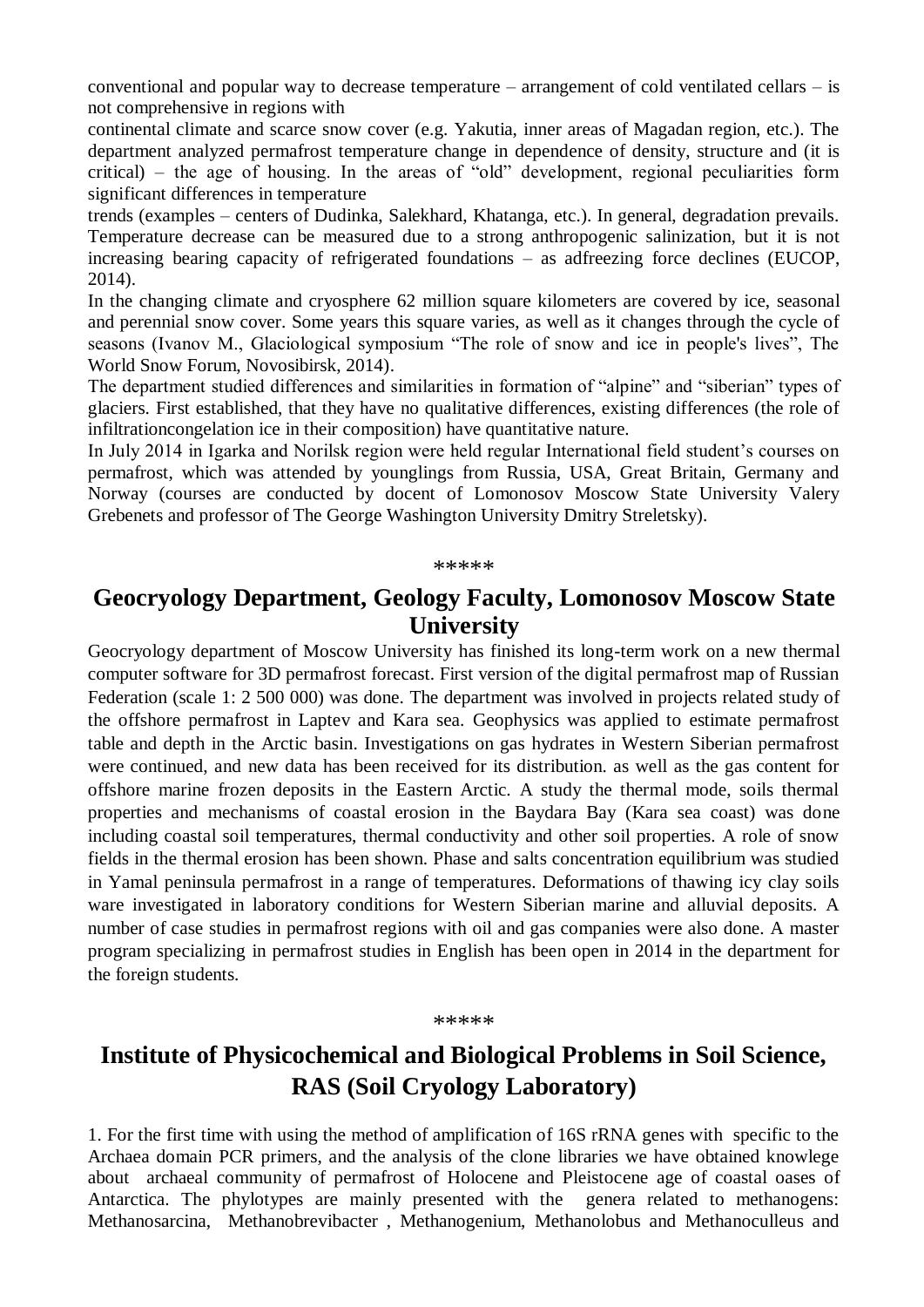conventional and popular way to decrease temperature – arrangement of cold ventilated cellars – is not comprehensive in regions with

continental climate and scarce snow cover (e.g. Yakutia, inner areas of Magadan region, etc.). The department analyzed permafrost temperature change in dependence of density, structure and (it is critical) – the age of housing. In the areas of "old" development, regional peculiarities form significant differences in temperature

trends (examples – centers of Dudinka, Salekhard, Khatanga, etc.). In general, degradation prevails. Temperature decrease can be measured due to a strong anthropogenic salinization, but it is not increasing bearing capacity of refrigerated foundations – as adfreezing force declines (EUCOP, 2014).

In the changing climate and cryosphere 62 million square kilometers are covered by ice, seasonal and perennial snow cover. Some years this square varies, as well as it changes through the cycle of seasons (Ivanov M., Glaciological symposium "The role of snow and ice in people's lives", The World Snow Forum, Novosibirsk, 2014).

The department studied differences and similarities in formation of "alpine" and "siberian" types of glaciers. First established, that they have no qualitative differences, existing differences (the role of infiltrationcongelation ice in their composition) have quantitative nature.

In July 2014 in Igarka and Norilsk region were held regular International field student's courses on permafrost, which was attended by younglings from Russia, USA, Great Britain, Germany and Norway (courses are conducted by docent of Lomonosov Moscow State University Valery Grebenets and professor of The George Washington University Dmitry Streletsky).

\*\*\*\*\*

## Geocryology Department, Geology Faculty, Lomonosov Moscow State University

Geocryology department of Moscow University has finished its long-term work on a new thermal computer software for 3D permafrost forecast. First version of the digital permafrost map of Russian Federation (scale 1: 2 500 000) was done. The department was involved in projects related study of the offshore permafrost in Laptev and Kara sea. Geophysics was applied to estimate permafrost table and depth in the Arctic basin. Investigations on gas hydrates in Western Siberian permafrost were continued, and new data has been received for its distribution. as well as the gas content for offshore marine frozen deposits in the Eastern Arctic. A study the thermal mode, soils thermal properties and mechanisms of coastal erosion in the Baydara Bay (Kara sea coast) was done including coastal soil temperatures, thermal conductivity and other soil properties. A role of snow fields in the thermal erosion has been shown. Phase and salts concentration equilibrium was studied in Yamal peninsula permafrost in a range of temperatures. Deformations of thawing icy clay soils ware investigated in laboratory conditions for Western Siberian marine and alluvial deposits. A number of case studies in permafrost regions with oil and gas companies were also done. A master program specializing in permafrost studies in English has been open in 2014 in the department for the foreign students.

\*\*\*\*\*

## Institute of Physicochemical and Biological Problems in Soil Science, RAS (Soil Cryology Laboratory)

1. For the first time with using the method of amplification of 16S rRNA genes with specific to the Archaea domain PCR primers, and the analysis of the clone libraries we have obtained knowlege about archaeal community of permafrost of Holocene and Pleistocene age of coastal oases of Antarctica. The phylotypes are mainly presented with the genera related to methanogens: Methanosarcina, Methanobrevibacter , Methanogenium, Methanolobus and Methanoculleus and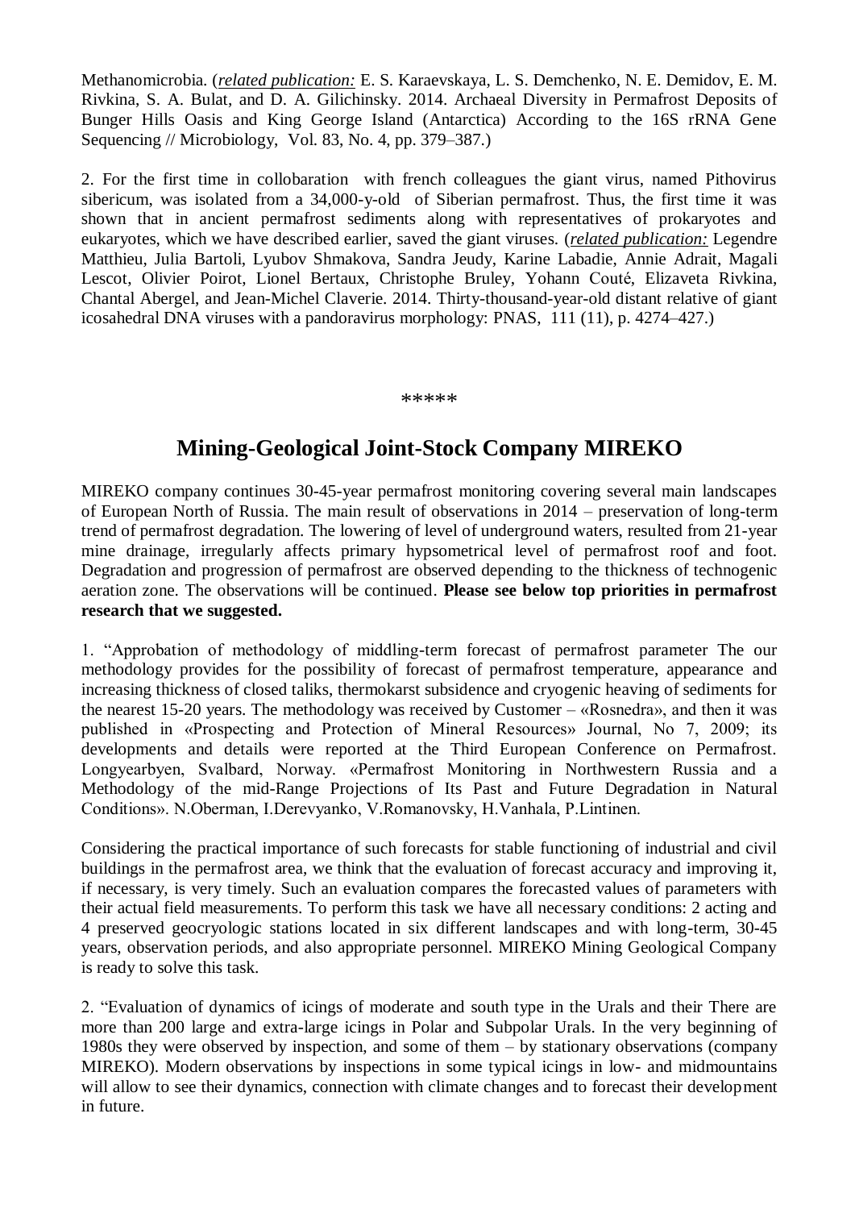Methanomicrobia. (*__related publication:__* E. S. Karaevskaya, L. S. Demchenko, N. E. Demidov, E. M. Rivkina, S. A. Bulat, and D. A. Gilichinsky. 2014. Archaeal Diversity in Permafrost Deposits of Bunger Hills Oasis and King George Island (Antarctica) According to the 16S rRNA Gene Sequencing // Microbiology, Vol. 83, No. 4, pp. 379–387.)

2. For the first time in collobaration with french colleagues the giant virus, named Pithovirus sibericum, was isolated from a 34,000-y-old of Siberian permafrost. Thus, the first time it was shown that in ancient permafrost sediments along with representatives of prokaryotes and eukaryotes, which we have described earlier, saved the giant viruses. (*__related publication:__* Legendre Matthieu, Julia Bartoli, Lyubov Shmakova, Sandra Jeudy, Karine Labadie, Annie Adrait, Magali Lescot, Olivier Poirot, Lionel Bertaux, Christophe Bruley, Yohann Couté, Elizaveta Rivkina, Chantal Abergel, and Jean-Michel Claverie. 2014. Thirty-thousand-year-old distant relative of giant icosahedral DNA viruses with a pandoravirus morphology: PNAS, 111 (11), p. 4274–427.)

*****

## Mining-Geological Joint-Stock Company MIREKO

MIREKO company continues 30-45-year permafrost monitoring covering several main landscapes of European North of Russia. The main result of observations in 2014 – preservation of long-term trend of permafrost degradation. The lowering of level of underground waters, resulted from 21-year mine drainage, irregularly affects primary hypsometrical level of permafrost roof and foot. Degradation and progression of permafrost are observed depending to the thickness of technogenic aeration zone. The observations will be continued. **Please see below top priorities in permafrost research that we suggested.**

1. "Approbation of methodology of middling-term forecast of permafrost parameter The our methodology provides for the possibility of forecast of permafrost temperature, appearance and increasing thickness of closed taliks, thermokarst subsidence and cryogenic heaving of sediments for the nearest 15-20 years. The methodology was received by Customer – «Rosnedra», and then it was published in «Prospecting and Protection of Mineral Resources» Journal, No 7, 2009; its developments and details were reported at the Third European Conference on Permafrost. Longyearbyen, Svalbard, Norway. «Permafrost Monitoring in Northwestern Russia and a Methodology of the mid-Range Projections of Its Past and Future Degradation in Natural Conditions». N.Oberman, I.Derevyanko, V.Romanovsky, H.Vanhala, P.Lintinen.

Considering the practical importance of such forecasts for stable functioning of industrial and civil buildings in the permafrost area, we think that the evaluation of forecast accuracy and improving it, if necessary, is very timely. Such an evaluation compares the forecasted values of parameters with their actual field measurements. To perform this task we have all necessary conditions: 2 acting and 4 preserved geocryologic stations located in six different landscapes and with long-term, 30-45 years, observation periods, and also appropriate personnel. MIREKO Mining Geological Company is ready to solve this task.

2. "Evaluation of dynamics of icings of moderate and south type in the Urals and their There are more than 200 large and extra-large icings in Polar and Subpolar Urals. In the very beginning of 1980s they were observed by inspection, and some of them – by stationary observations (company MIREKO). Modern observations by inspections in some typical icings in low- and midmountains will allow to see their dynamics, connection with climate changes and to forecast their development in future.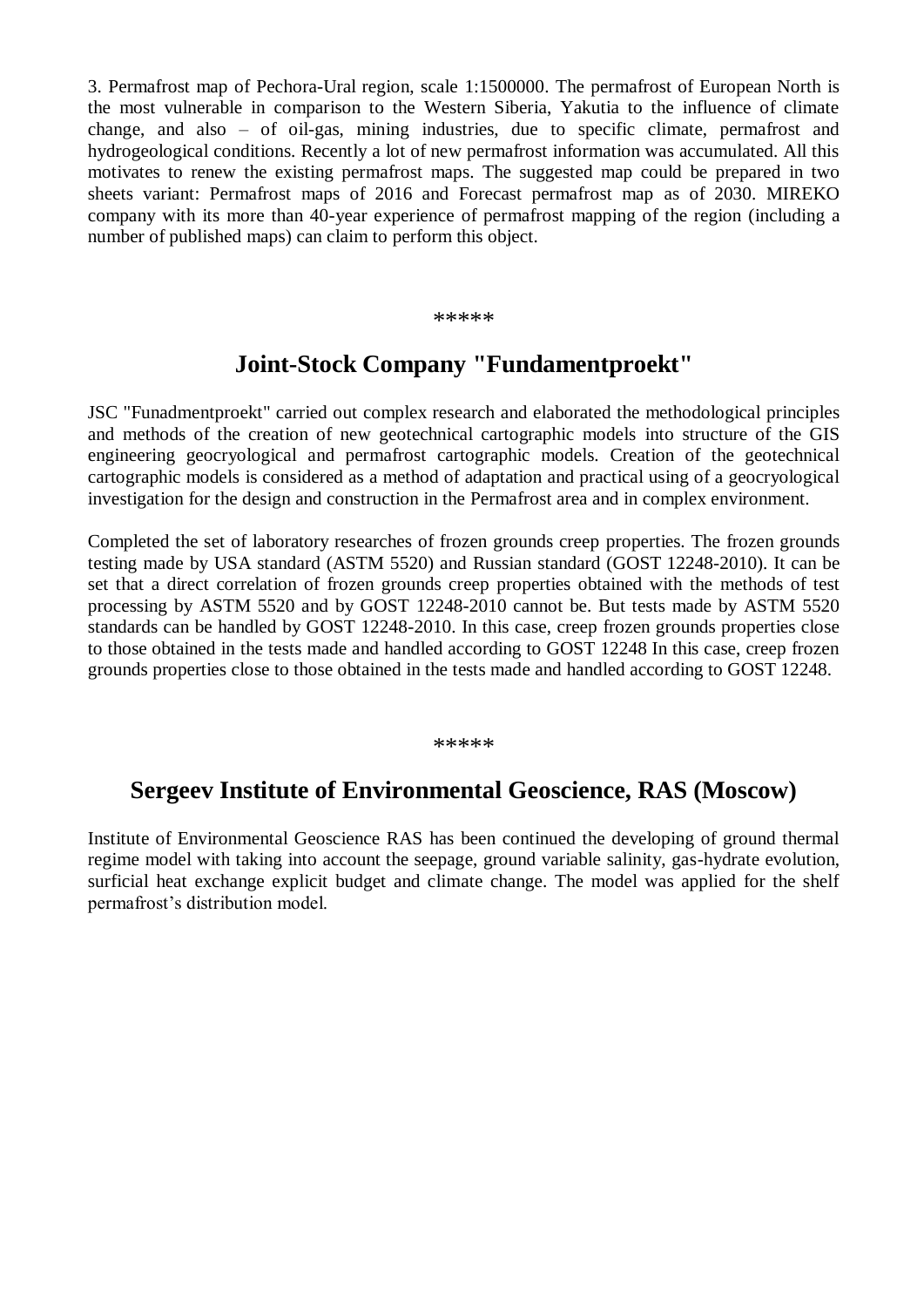3. Permafrost map of Pechora-Ural region, scale 1:1500000. The permafrost of European North is the most vulnerable in comparison to the Western Siberia, Yakutia to the influence of climate change, and also – of oil-gas, mining industries, due to specific climate, permafrost and hydrogeological conditions. Recently a lot of new permafrost information was accumulated. All this motivates to renew the existing permafrost maps. The suggested map could be prepared in two sheets variant: Permafrost maps of 2016 and Forecast permafrost map as of 2030. MIREKO company with its more than 40-year experience of permafrost mapping of the region (including a number of published maps) can claim to perform this object.

*****

## Joint-Stock Company "Fundamentproekt"

JSC "Funadmentproekt" carried out complex research and elaborated the methodological principles and methods of the creation of new geotechnical cartographic models into structure of the GIS engineering geocryological and permafrost cartographic models. Creation of the geotechnical cartographic models is considered as a method of adaptation and practical using of a geocryological investigation for the design and construction in the Permafrost area and in complex environment.

Completed the set of laboratory researches of frozen grounds creep properties. The frozen grounds testing made by USA standard (ASTM 5520) and Russian standard (GOST 12248-2010). It can be set that a direct correlation of frozen grounds creep properties obtained with the methods of test processing by ASTM 5520 and by GOST 12248-2010 cannot be. But tests made by ASTM 5520 standards can be handled by GOST 12248-2010. In this case, creep frozen grounds properties close to those obtained in the tests made and handled according to GOST 12248 In this case, creep frozen grounds properties close to those obtained in the tests made and handled according to GOST 12248.

*****

## Sergeev Institute of Environmental Geoscience, RAS (Moscow)

Institute of Environmental Geoscience RAS has been continued the developing of ground thermal regime model with taking into account the seepage, ground variable salinity, gas-hydrate evolution, surficial heat exchange explicit budget and climate change. The model was applied for the shelf permafrost's distribution model.